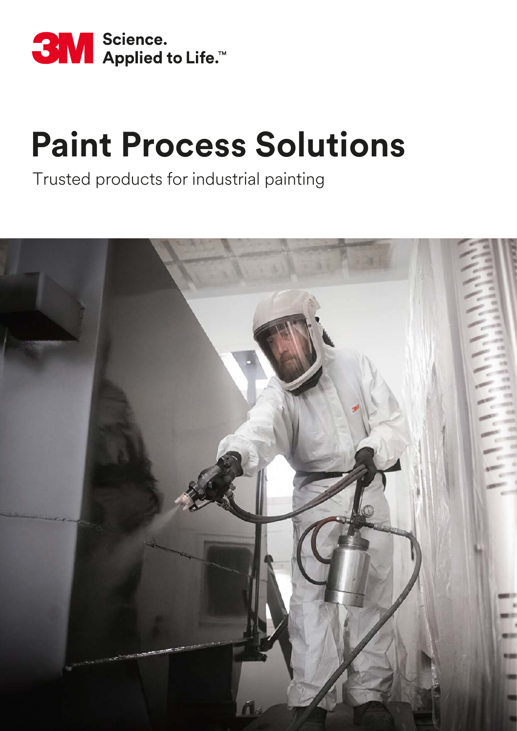3M Science. Applied to Life.™

# Paint Process Solutions

Trusted products for industrial painting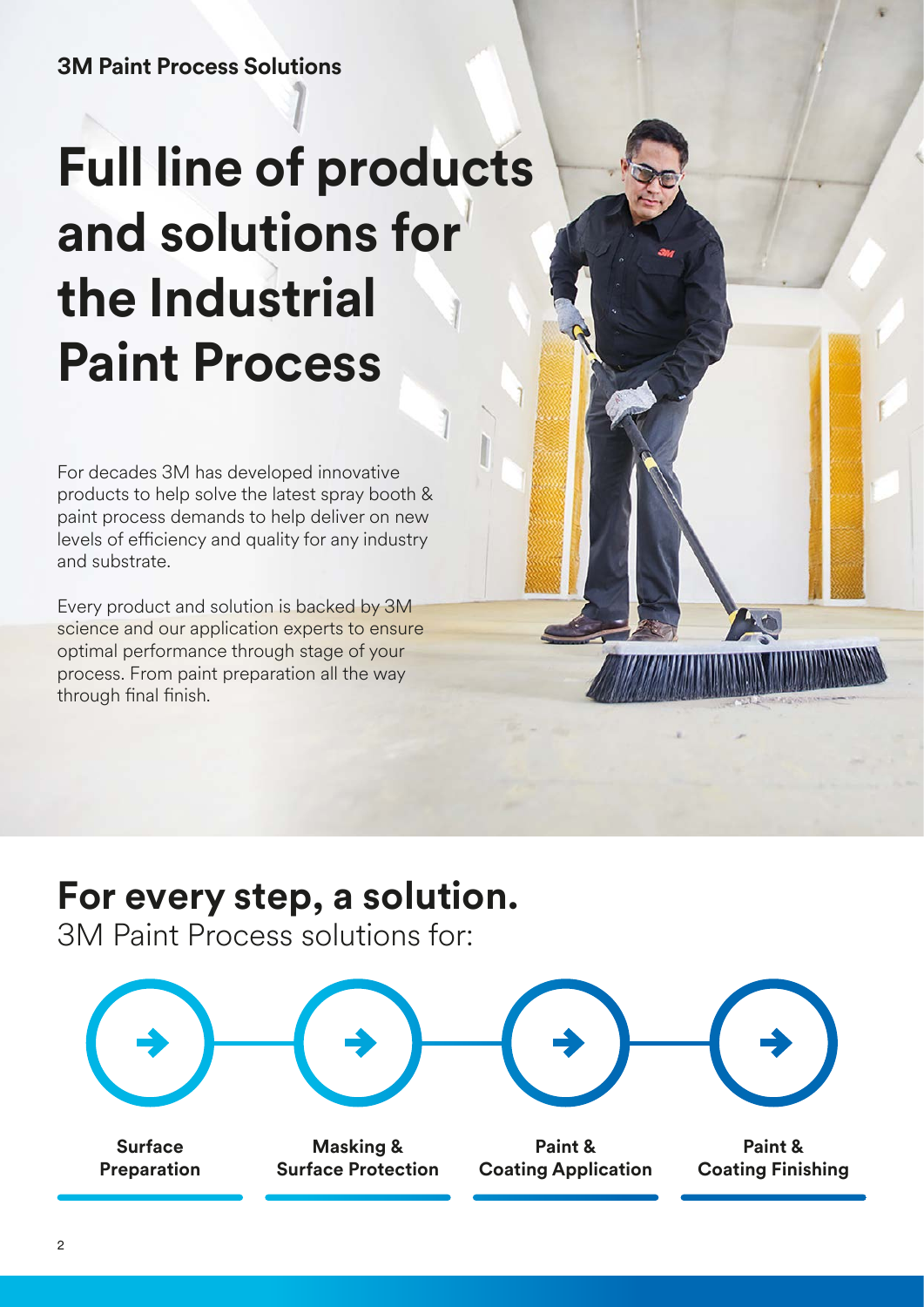**3M Paint Process Solutions**

# Full line of products and solutions for the Industrial Paint Process

For decades 3M has developed innovative products to help solve the latest spray booth & paint process demands to help deliver on new levels of efficiency and quality for any industry and substrate.

Every product and solution is backed by 3M science and our application experts to ensure optimal performance through stage of your process. From paint preparation all the way through final finish.

## For every step, a solution.

3M Paint Process solutions for:

- **Surface Preparation**
- **Masking & Surface Protection**
- **Paint & Coating Application**
- **Paint & Coating Finishing**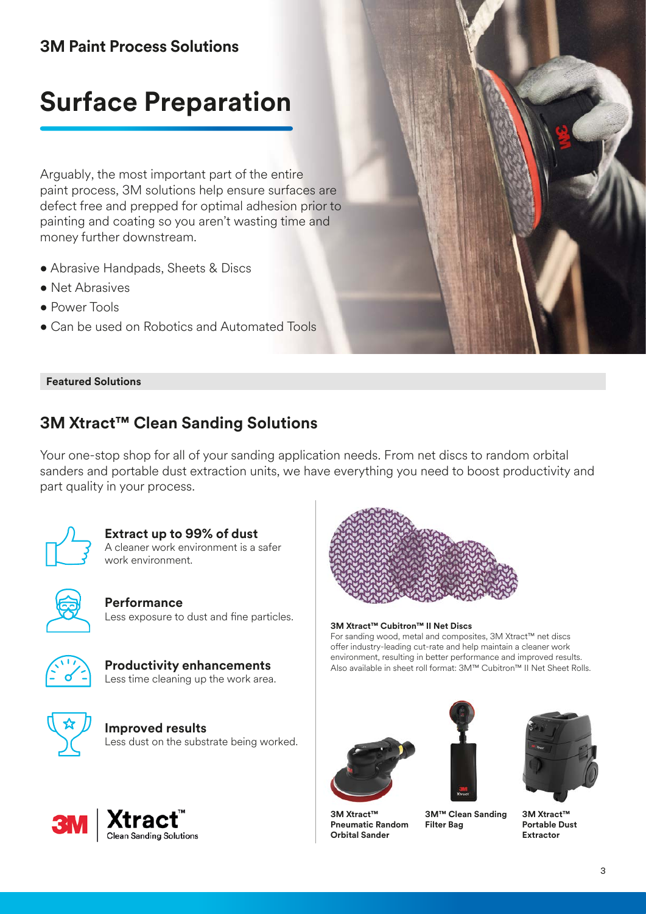3M Paint Process Solutions

# Surface Preparation

Arguably, the most important part of the entire paint process, 3M solutions help ensure surfaces are defect free and prepped for optimal adhesion prior to painting and coating so you aren't wasting time and money further downstream.

- Abrasive Handpads, Sheets & Discs
- Net Abrasives
- Power Tools
- Can be used on Robotics and Automated Tools

**Featured Solutions**

## 3M Xtract™ Clean Sanding Solutions

Your one-stop shop for all of your sanding application needs. From net discs to random orbital sanders and portable dust extraction units, we have everything you need to boost productivity and part quality in your process.

**Extract up to 99% of dust**
A cleaner work environment is a safer work environment.

**Performance**
Less exposure to dust and fine particles.

**Productivity enhancements**
Less time cleaning up the work area.

**Improved results**
Less dust on the substrate being worked.

3M | Xtract™ Clean Sanding Solutions

**3M Xtract™ Cubitron™ II Net Discs**
For sanding wood, metal and composites, 3M Xtract™ net discs offer industry-leading cut-rate and help maintain a cleaner work environment, resulting in better performance and improved results. Also available in sheet roll format: 3M™ Cubitron™ II Net Sheet Rolls.

**3M Xtract™ Pneumatic Random Orbital Sander**

**3M™ Clean Sanding Filter Bag**

**3M Xtract™ Portable Dust Extractor**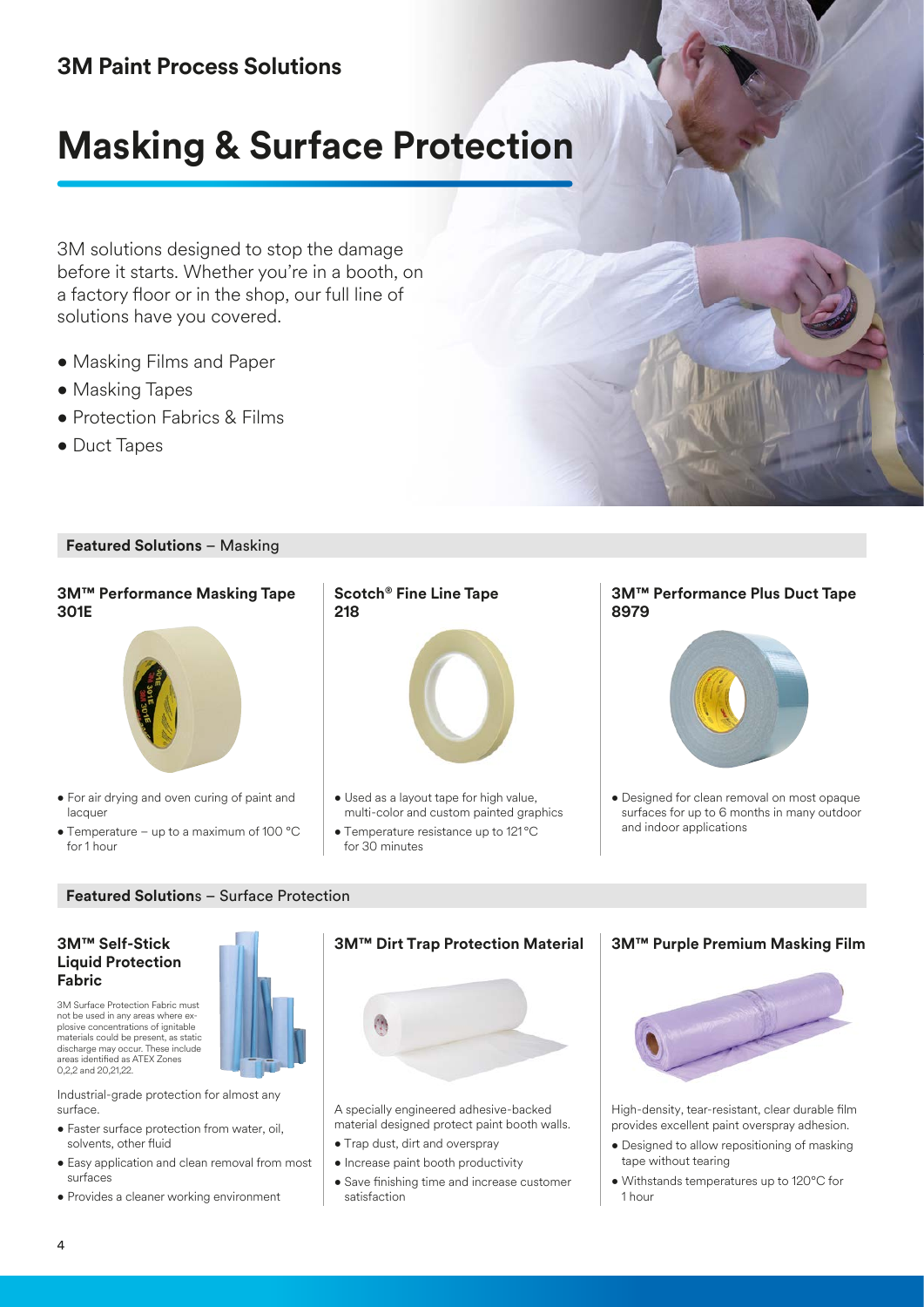## 3M Paint Process Solutions

# Masking & Surface Protection

3M solutions designed to stop the damage before it starts. Whether you're in a booth, on a factory floor or in the shop, our full line of solutions have you covered.

- Masking Films and Paper
- Masking Tapes
- Protection Fabrics & Films
- Duct Tapes

### Featured Solutions – Masking

#### 3M™ Performance Masking Tape 301E

- For air drying and oven curing of paint and lacquer
- Temperature – up to a maximum of 100 °C for 1 hour

#### Scotch® Fine Line Tape 218

- Used as a layout tape for high value, multi-color and custom painted graphics
- Temperature resistance up to 121°C for 30 minutes

#### 3M™ Performance Plus Duct Tape 8979

- Designed for clean removal on most opaque surfaces for up to 6 months in many outdoor and indoor applications

### Featured Solutions – Surface Protection

#### 3M™ Self-Stick Liquid Protection Fabric

3M Surface Protection Fabric must not be used in any areas where explosive concentrations of ignitable materials could be present, as static discharge may occur. These include areas identified as ATEX Zones 0,2,2 and 20,21,22.

Industrial-grade protection for almost any surface.

- Faster surface protection from water, oil, solvents, other fluid
- Easy application and clean removal from most surfaces
- Provides a cleaner working environment

#### 3M™ Dirt Trap Protection Material

A specially engineered adhesive-backed material designed protect paint booth walls.

- Trap dust, dirt and overspray
- Increase paint booth productivity
- Save finishing time and increase customer satisfaction

#### 3M™ Purple Premium Masking Film

High-density, tear-resistant, clear durable film provides excellent paint overspray adhesion.

- Designed to allow repositioning of masking tape without tearing
- Withstands temperatures up to 120°C for 1 hour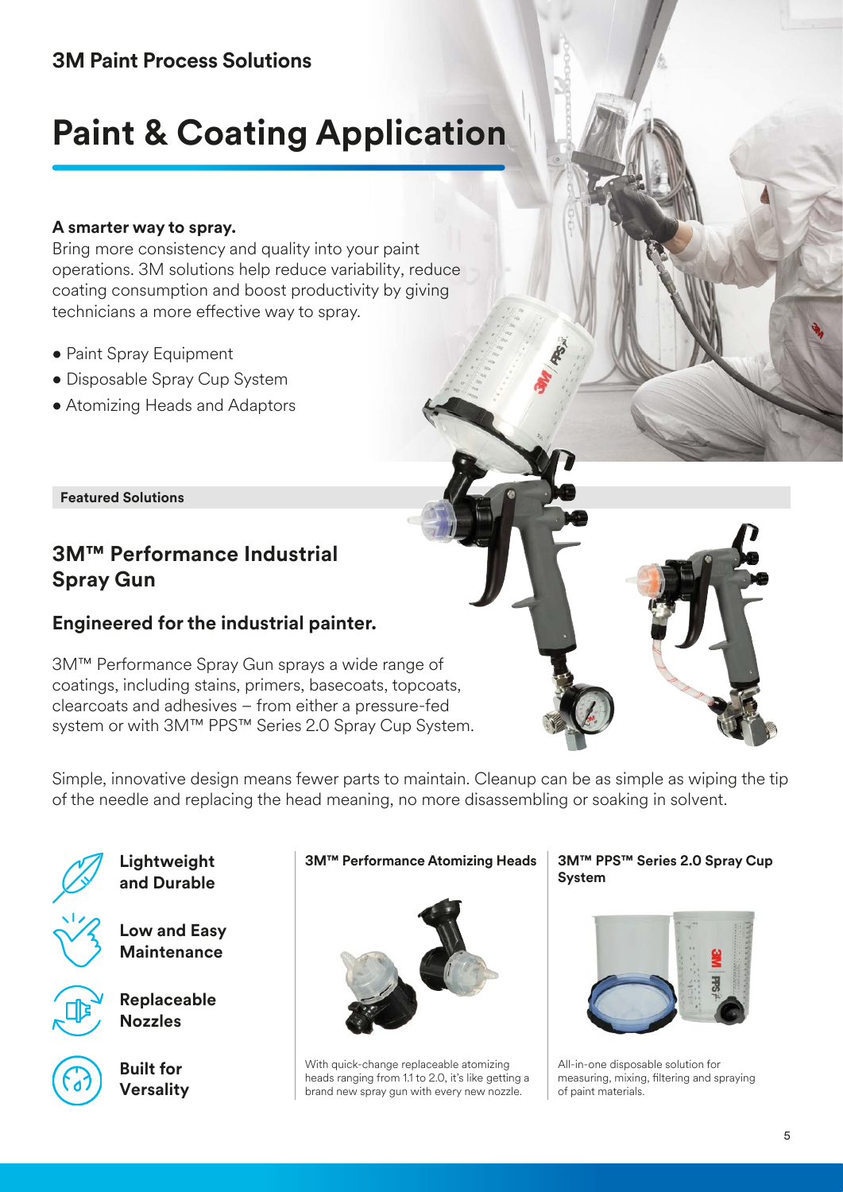## 3M Paint Process Solutions

# Paint & Coating Application

**A smarter way to spray.**
Bring more consistency and quality into your paint operations. 3M solutions help reduce variability, reduce coating consumption and boost productivity by giving technicians a more effective way to spray.

- Paint Spray Equipment
- Disposable Spray Cup System
- Atomizing Heads and Adaptors

**Featured Solutions**

## 3M™ Performance Industrial Spray Gun

### Engineered for the industrial painter.

3M™ Performance Spray Gun sprays a wide range of coatings, including stains, primers, basecoats, topcoats, clearcoats and adhesives – from either a pressure-fed system or with 3M™ PPS™ Series 2.0 Spray Cup System.

Simple, innovative design means fewer parts to maintain. Cleanup can be as simple as wiping the tip of the needle and replacing the head meaning, no more disassembling or soaking in solvent.

**Lightweight and Durable**

**Low and Easy Maintenance**

**Replaceable Nozzles**

**Built for Versality**

**3M™ Performance Atomizing Heads**

With quick-change replaceable atomizing heads ranging from 1.1 to 2.0, it's like getting a brand new spray gun with every new nozzle.

**3M™ PPS™ Series 2.0 Spray Cup System**

All-in-one disposable solution for measuring, mixing, filtering and spraying of paint materials.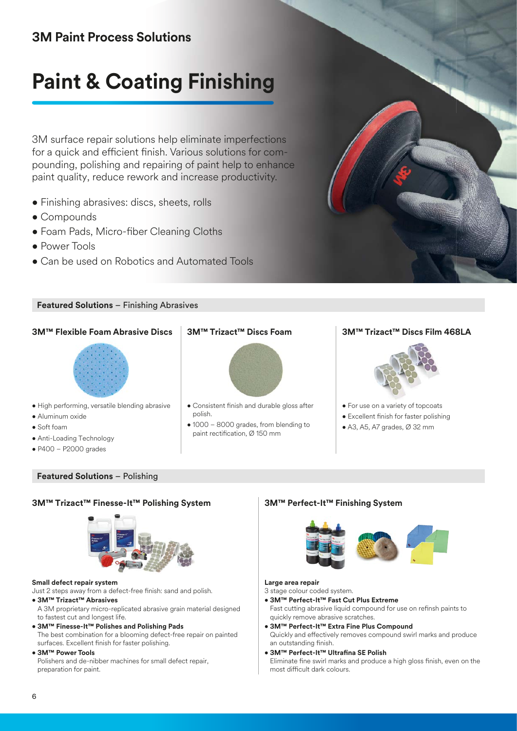## 3M Paint Process Solutions

# Paint & Coating Finishing

3M surface repair solutions help eliminate imperfections for a quick and efficient finish. Various solutions for compounding, polishing and repairing of paint help to enhance paint quality, reduce rework and increase productivity.

- Finishing abrasives: discs, sheets, rolls
- Compounds
- Foam Pads, Micro-fiber Cleaning Cloths
- Power Tools
- Can be used on Robotics and Automated Tools

### Featured Solutions – Finishing Abrasives

#### 3M™ Flexible Foam Abrasive Discs

- High performing, versatile blending abrasive
- Aluminum oxide
- Soft foam
- Anti-Loading Technology
- P400 – P2000 grades

#### 3M™ Trizact™ Discs Foam

- Consistent finish and durable gloss after polish.
- 1000 – 8000 grades, from blending to paint rectification, Ø 150 mm

#### 3M™ Trizact™ Discs Film 468LA

- For use on a variety of topcoats
- Excellent finish for faster polishing
- A3, A5, A7 grades, Ø 32 mm

### Featured Solutions – Polishing

#### 3M™ Trizact™ Finesse-It™ Polishing System

**Small defect repair system**

Just 2 steps away from a defect-free finish: sand and polish.

- **3M™ Trizact™ Abrasives**
  A 3M proprietary micro-replicated abrasive grain material designed to fastest cut and longest life.
- **3M™ Finesse-It™ Polishes and Polishing Pads**
  The best combination for a blooming defect-free repair on painted surfaces. Excellent finish for faster polishing.
- **3M™ Power Tools**
  Polishers and de-nibber machines for small defect repair, preparation for paint.

#### 3M™ Perfect-It™ Finishing System

**Large area repair**

3 stage colour coded system.

- **3M™ Perfect-It™ Fast Cut Plus Extreme**
  Fast cutting abrasive liquid compound for use on refinsh paints to quickly remove abrasive scratches.
- **3M™ Perfect-It™ Extra Fine Plus Compound**
  Quickly and effectively removes compound swirl marks and produce an outstanding finish.
- **3M™ Perfect-It™ Ultrafina SE Polish**
  Eliminate fine swirl marks and produce a high gloss finish, even on the most difficult dark colours.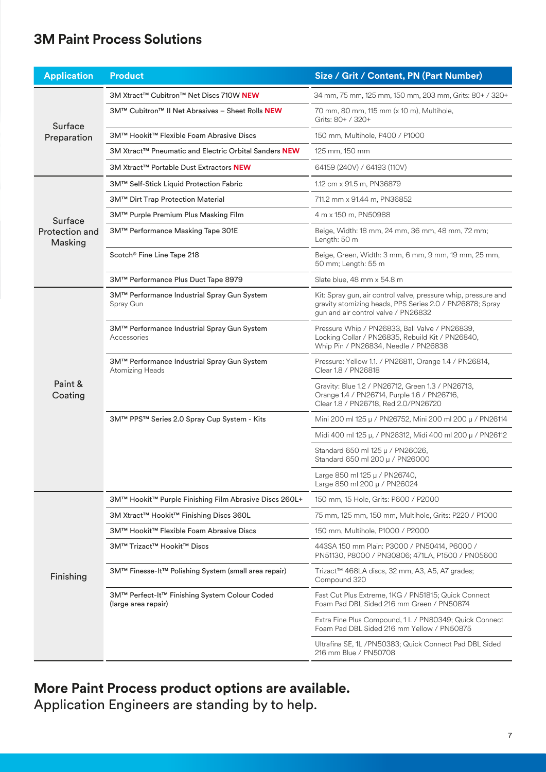## 3M Paint Process Solutions

| Application | Product | Size / Grit / Content, PN (Part Number) |
|---|---|---|
| Surface Preparation | 3M Xtract™ Cubitron™ Net Discs 710W **NEW** | 34 mm, 75 mm, 125 mm, 150 mm, 203 mm, Grits: 80+ / 320+ |
| | 3M™ Cubitron™ II Net Abrasives – Sheet Rolls **NEW** | 70 mm, 80 mm, 115 mm (x 10 m), Multihole, Grits: 80+ / 320+ |
| | 3M™ Hookit™ Flexible Foam Abrasive Discs | 150 mm, Multihole, P400 / P1000 |
| | 3M Xtract™ Pneumatic and Electric Orbital Sanders **NEW** | 125 mm, 150 mm |
| | 3M Xtract™ Portable Dust Extractors **NEW** | 64159 (240V) / 64193 (110V) |
| Surface Protection and Masking | 3M™ Self-Stick Liquid Protection Fabric | 1.12 cm x 91.5 m, PN36879 |
| | 3M™ Dirt Trap Protection Material | 711.2 mm x 91.44 m, PN36852 |
| | 3M™ Purple Premium Plus Masking Film | 4 m x 150 m, PN50988 |
| | 3M™ Performance Masking Tape 301E | Beige, Width: 18 mm, 24 mm, 36 mm, 48 mm, 72 mm; Length: 50 m |
| | Scotch® Fine Line Tape 218 | Beige, Green, Width: 3 mm, 6 mm, 9 mm, 19 mm, 25 mm, 50 mm; Length: 55 m |
| | 3M™ Performance Plus Duct Tape 8979 | Slate blue, 48 mm x 54.8 m |
| Paint & Coating | 3M™ Performance Industrial Spray Gun System Spray Gun | Kit: Spray gun, air control valve, pressure whip, pressure and gravity atomizing heads, PPS Series 2.0 / PN26878; Spray gun and air control valve / PN26832 |
| | 3M™ Performance Industrial Spray Gun System Accessories | Pressure Whip / PN26833, Ball Valve / PN26839, Locking Collar / PN26835, Rebuild Kit / PN26840, Whip Pin / PN26834, Needle / PN26838 |
| | 3M™ Performance Industrial Spray Gun System Atomizing Heads | Pressure: Yellow 1.1. / PN26811, Orange 1.4 / PN26814, Clear 1.8 / PN26818 |
| | | Gravity: Blue 1.2 / PN26712, Green 1.3 / PN26713, Orange 1.4 / PN26714, Purple 1.6 / PN26716, Clear 1.8 / PN26718, Red 2.0/PN26720 |
| | 3M™ PPS™ Series 2.0 Spray Cup System - Kits | Mini 200 ml 125 µ / PN26752, Mini 200 ml 200 µ / PN26114 |
| | | Midi 400 ml 125 µ, / PN26312, Midi 400 ml 200 µ / PN26112 |
| | | Standard 650 ml 125 µ / PN26026, Standard 650 ml 200 µ / PN26000 |
| | | Large 850 ml 125 µ / PN26740, Large 850 ml 200 µ / PN26024 |
| Finishing | 3M™ Hookit™ Purple Finishing Film Abrasive Discs 260L+ | 150 mm, 15 Hole, Grits: P600 / P2000 |
| | 3M Xtract™ Hookit™ Finishing Discs 360L | 75 mm, 125 mm, 150 mm, Multihole, Grits: P220 / P1000 |
| | 3M™ Hookit™ Flexible Foam Abrasive Discs | 150 mm, Multihole, P1000 / P2000 |
| | 3M™ Trizact™ Hookit™ Discs | 443SA 150 mm Plain: P3000 / PN50414, P6000 / PN51130, P8000 / PN30806; 471LA, P1500 / PN05600 |
| | 3M™ Finesse-It™ Polishing System (small area repair) | Trizact™ 468LA discs, 32 mm, A3, A5, A7 grades; Compound 320 |
| | 3M™ Perfect-It™ Finishing System Colour Coded (large area repair) | Fast Cut Plus Extreme, 1KG / PN51815; Quick Connect Foam Pad DBL Sided 216 mm Green / PN50874 |
| | | Extra Fine Plus Compound, 1 L / PN80349; Quick Connect Foam Pad DBL Sided 216 mm Yellow / PN50875 |
| | | Ultrafina SE, 1L /PN50383; Quick Connect Pad DBL Sided 216 mm Blue / PN50708 |

**More Paint Process product options are available.**
Application Engineers are standing by to help.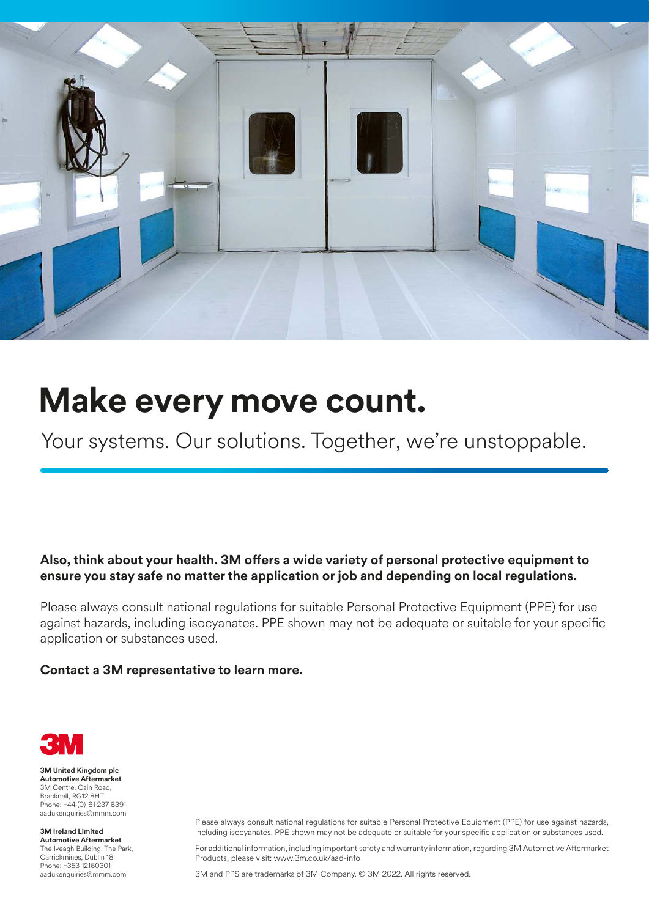# Make every move count.

Your systems. Our solutions. Together, we're unstoppable.

**Also, think about your health. 3M offers a wide variety of personal protective equipment to ensure you stay safe no matter the application or job and depending on local regulations.**

Please always consult national regulations for suitable Personal Protective Equipment (PPE) for use against hazards, including isocyanates. PPE shown may not be adequate or suitable for your specific application or substances used.

**Contact a 3M representative to learn more.**

3M

**3M United Kingdom plc**
**Automotive Aftermarket**
3M Centre, Cain Road,
Bracknell, RG12 8HT
Phone: +44 (0)161 237 6391
aadukenquiries@mmm.com

**3M Ireland Limited**
**Automotive Aftermarket**
The Iveagh Building, The Park,
Carrickmines, Dublin 18
Phone: +353 12160301
aadukenquiries@mmm.com

Please always consult national regulations for suitable Personal Protective Equipment (PPE) for use against hazards, including isocyanates. PPE shown may not be adequate or suitable for your specific application or substances used.

For additional information, including important safety and warranty information, regarding 3M Automotive Aftermarket Products, please visit: www.3m.co.uk/aad-info

3M and PPS are trademarks of 3M Company. © 3M 2022. All rights reserved.